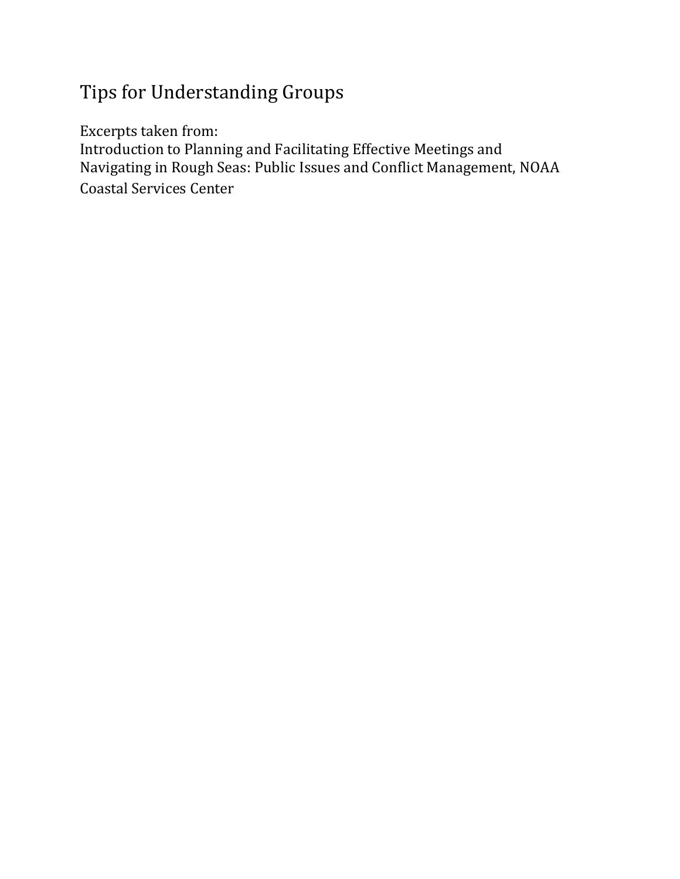# Tips for Understanding Groups

Excerpts taken from:
Introduction to Planning and Facilitating Effective Meetings and Navigating in Rough Seas: Public Issues and Conflict Management, NOAA Coastal Services Center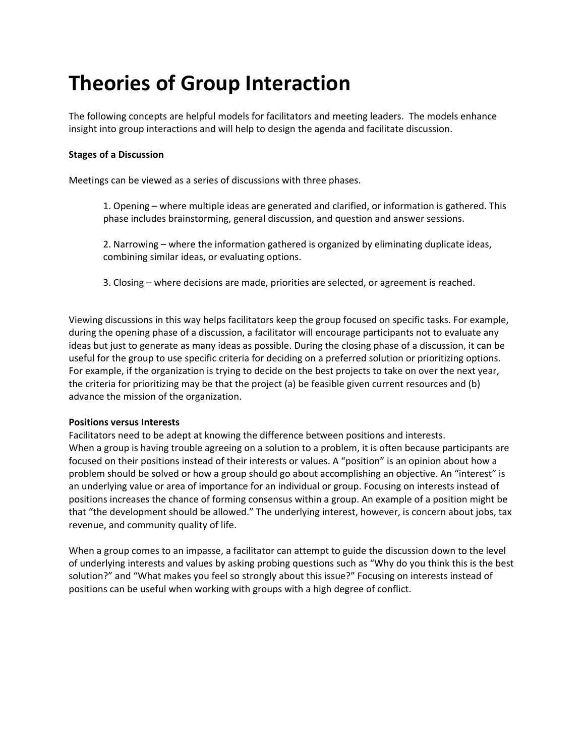# Theories of Group Interaction

The following concepts are helpful models for facilitators and meeting leaders. The models enhance insight into group interactions and will help to design the agenda and facilitate discussion.

**Stages of a Discussion**

Meetings can be viewed as a series of discussions with three phases.

1. Opening – where multiple ideas are generated and clarified, or information is gathered. This phase includes brainstorming, general discussion, and question and answer sessions.

2. Narrowing – where the information gathered is organized by eliminating duplicate ideas, combining similar ideas, or evaluating options.

3. Closing – where decisions are made, priorities are selected, or agreement is reached.

Viewing discussions in this way helps facilitators keep the group focused on specific tasks. For example, during the opening phase of a discussion, a facilitator will encourage participants not to evaluate any ideas but just to generate as many ideas as possible. During the closing phase of a discussion, it can be useful for the group to use specific criteria for deciding on a preferred solution or prioritizing options. For example, if the organization is trying to decide on the best projects to take on over the next year, the criteria for prioritizing may be that the project (a) be feasible given current resources and (b) advance the mission of the organization.

**Positions versus Interests**

Facilitators need to be adept at knowing the difference between positions and interests. When a group is having trouble agreeing on a solution to a problem, it is often because participants are focused on their positions instead of their interests or values. A "position" is an opinion about how a problem should be solved or how a group should go about accomplishing an objective. An "interest" is an underlying value or area of importance for an individual or group. Focusing on interests instead of positions increases the chance of forming consensus within a group. An example of a position might be that "the development should be allowed." The underlying interest, however, is concern about jobs, tax revenue, and community quality of life.

When a group comes to an impasse, a facilitator can attempt to guide the discussion down to the level of underlying interests and values by asking probing questions such as "Why do you think this is the best solution?" and "What makes you feel so strongly about this issue?" Focusing on interests instead of positions can be useful when working with groups with a high degree of conflict.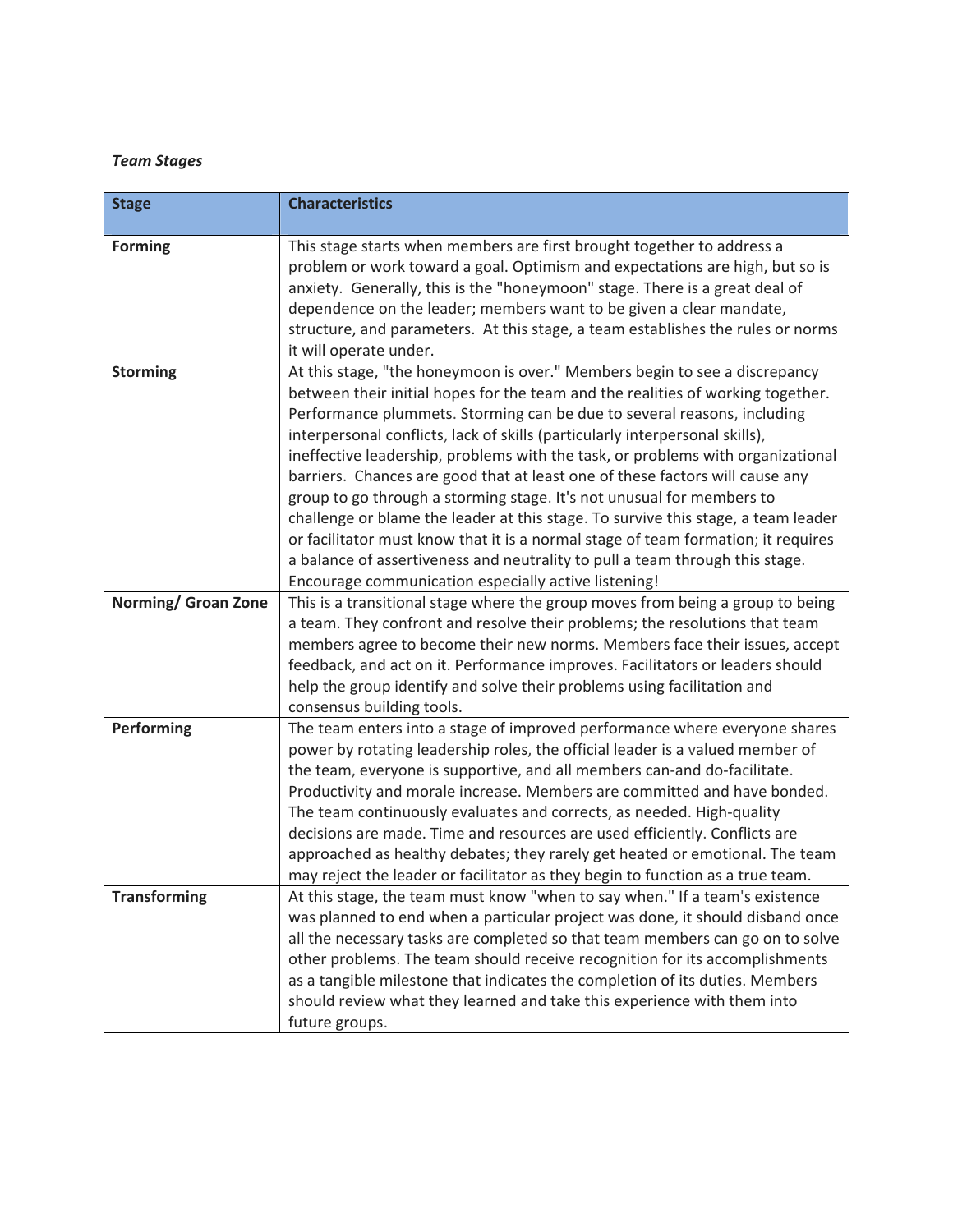*Team Stages*

| Stage | Characteristics |
|---|---|
| **Forming** | This stage starts when members are first brought together to address a problem or work toward a goal. Optimism and expectations are high, but so is anxiety. Generally, this is the "honeymoon" stage. There is a great deal of dependence on the leader; members want to be given a clear mandate, structure, and parameters. At this stage, a team establishes the rules or norms it will operate under. |
| **Storming** | At this stage, "the honeymoon is over." Members begin to see a discrepancy between their initial hopes for the team and the realities of working together. Performance plummets. Storming can be due to several reasons, including interpersonal conflicts, lack of skills (particularly interpersonal skills), ineffective leadership, problems with the task, or problems with organizational barriers. Chances are good that at least one of these factors will cause any group to go through a storming stage. It's not unusual for members to challenge or blame the leader at this stage. To survive this stage, a team leader or facilitator must know that it is a normal stage of team formation; it requires a balance of assertiveness and neutrality to pull a team through this stage. Encourage communication especially active listening! |
| **Norming/ Groan Zone** | This is a transitional stage where the group moves from being a group to being a team. They confront and resolve their problems; the resolutions that team members agree to become their new norms. Members face their issues, accept feedback, and act on it. Performance improves. Facilitators or leaders should help the group identify and solve their problems using facilitation and consensus building tools. |
| **Performing** | The team enters into a stage of improved performance where everyone shares power by rotating leadership roles, the official leader is a valued member of the team, everyone is supportive, and all members can-and do-facilitate. Productivity and morale increase. Members are committed and have bonded. The team continuously evaluates and corrects, as needed. High-quality decisions are made. Time and resources are used efficiently. Conflicts are approached as healthy debates; they rarely get heated or emotional. The team may reject the leader or facilitator as they begin to function as a true team. |
| **Transforming** | At this stage, the team must know "when to say when." If a team's existence was planned to end when a particular project was done, it should disband once all the necessary tasks are completed so that team members can go on to solve other problems. The team should receive recognition for its accomplishments as a tangible milestone that indicates the completion of its duties. Members should review what they learned and take this experience with them into future groups. |